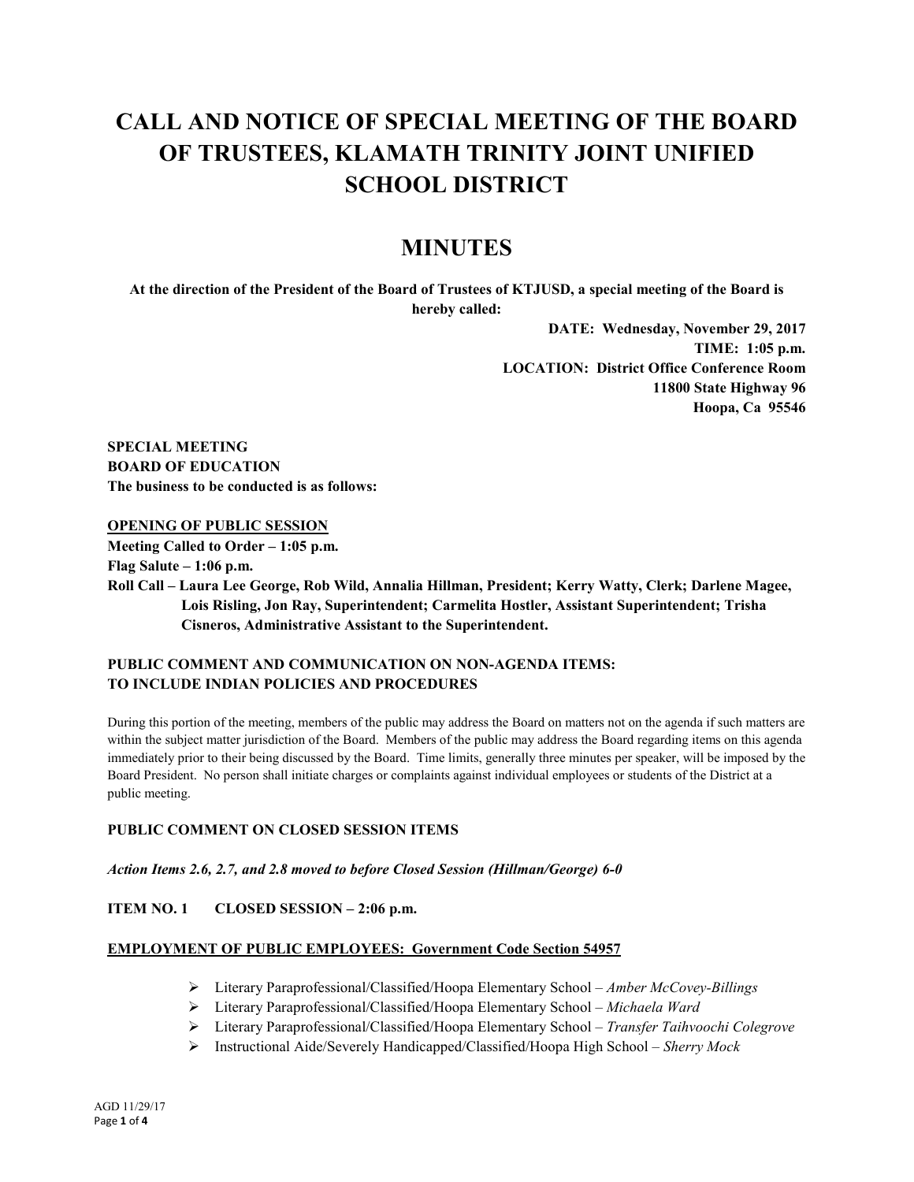# CALL AND NOTICE OF SPECIAL MEETING OF THE BOARD OF TRUSTEES, KLAMATH TRINITY JOINT UNIFIED SCHOOL DISTRICT

# MINUTES

**At the direction of the President of the Board of Trustees of KTJUSD, a special meeting of the Board is hereby called:**

**DATE: Wednesday, November 29, 2017**
**TIME: 1:05 p.m.**
**LOCATION: District Office Conference Room**
**11800 State Highway 96**
**Hoopa, Ca 95546**

**SPECIAL MEETING**
**BOARD OF EDUCATION**
**The business to be conducted is as follows:**

**<u>OPENING OF PUBLIC SESSION</u>**

**Meeting Called to Order – 1:05 p.m.**
**Flag Salute – 1:06 p.m.**
**Roll Call – Laura Lee George, Rob Wild, Annalia Hillman, President; Kerry Watty, Clerk; Darlene Magee, Lois Risling, Jon Ray, Superintendent; Carmelita Hostler, Assistant Superintendent; Trisha Cisneros, Administrative Assistant to the Superintendent.**

**PUBLIC COMMENT AND COMMUNICATION ON NON-AGENDA ITEMS:**
**TO INCLUDE INDIAN POLICIES AND PROCEDURES**

During this portion of the meeting, members of the public may address the Board on matters not on the agenda if such matters are within the subject matter jurisdiction of the Board. Members of the public may address the Board regarding items on this agenda immediately prior to their being discussed by the Board. Time limits, generally three minutes per speaker, will be imposed by the Board President. No person shall initiate charges or complaints against individual employees or students of the District at a public meeting.

**PUBLIC COMMENT ON CLOSED SESSION ITEMS**

***Action Items 2.6, 2.7, and 2.8 moved to before Closed Session (Hillman/George) 6-0***

**ITEM NO. 1 CLOSED SESSION – 2:06 p.m.**

**<u>EMPLOYMENT OF PUBLIC EMPLOYEES: Government Code Section 54957</u>**

- Literary Paraprofessional/Classified/Hoopa Elementary School – *Amber McCovey-Billings*
- Literary Paraprofessional/Classified/Hoopa Elementary School – *Michaela Ward*
- Literary Paraprofessional/Classified/Hoopa Elementary School – *Transfer Taihvoochi Colegrove*
- Instructional Aide/Severely Handicapped/Classified/Hoopa High School – *Sherry Mock*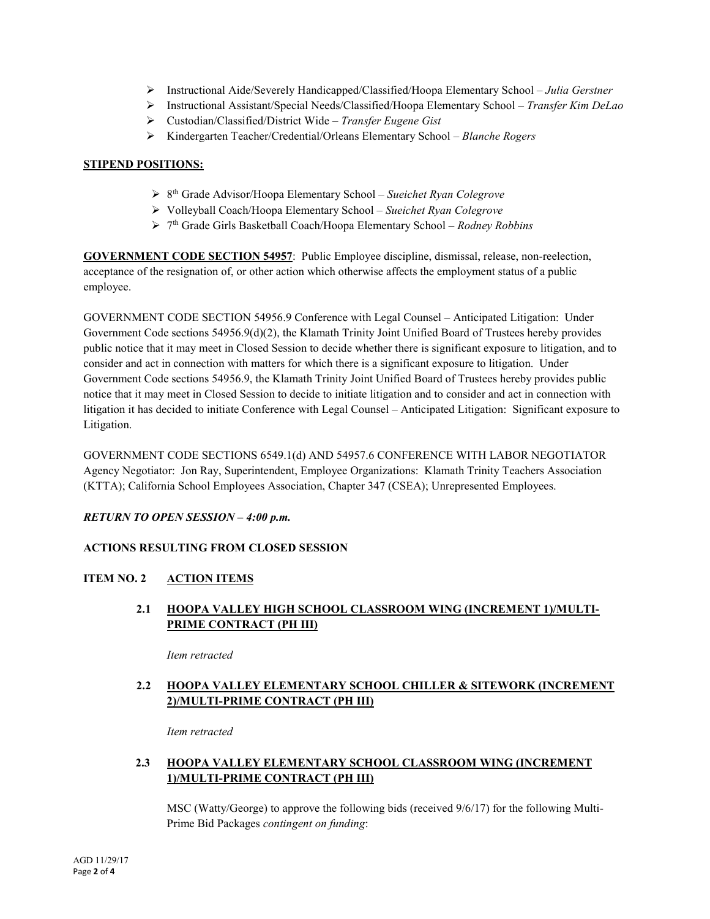- Instructional Aide/Severely Handicapped/Classified/Hoopa Elementary School – *Julia Gerstner*
- Instructional Assistant/Special Needs/Classified/Hoopa Elementary School – *Transfer Kim DeLao*
- Custodian/Classified/District Wide – *Transfer Eugene Gist*
- Kindergarten Teacher/Credential/Orleans Elementary School – *Blanche Rogers*

**STIPEND POSITIONS:**

- 8th Grade Advisor/Hoopa Elementary School – *Sueichet Ryan Colegrove*
- Volleyball Coach/Hoopa Elementary School – *Sueichet Ryan Colegrove*
- 7th Grade Girls Basketball Coach/Hoopa Elementary School – *Rodney Robbins*

**GOVERNMENT CODE SECTION 54957**: Public Employee discipline, dismissal, release, non-reelection, acceptance of the resignation of, or other action which otherwise affects the employment status of a public employee.

GOVERNMENT CODE SECTION 54956.9 Conference with Legal Counsel – Anticipated Litigation: Under Government Code sections 54956.9(d)(2), the Klamath Trinity Joint Unified Board of Trustees hereby provides public notice that it may meet in Closed Session to decide whether there is significant exposure to litigation, and to consider and act in connection with matters for which there is a significant exposure to litigation. Under Government Code sections 54956.9, the Klamath Trinity Joint Unified Board of Trustees hereby provides public notice that it may meet in Closed Session to decide to initiate litigation and to consider and act in connection with litigation it has decided to initiate Conference with Legal Counsel – Anticipated Litigation: Significant exposure to Litigation.

GOVERNMENT CODE SECTIONS 6549.1(d) AND 54957.6 CONFERENCE WITH LABOR NEGOTIATOR Agency Negotiator: Jon Ray, Superintendent, Employee Organizations: Klamath Trinity Teachers Association (KTTA); California School Employees Association, Chapter 347 (CSEA); Unrepresented Employees.

***RETURN TO OPEN SESSION – 4:00 p.m.***

**ACTIONS RESULTING FROM CLOSED SESSION**

**ITEM NO. 2 ACTION ITEMS**

**2.1 HOOPA VALLEY HIGH SCHOOL CLASSROOM WING (INCREMENT 1)/MULTI-PRIME CONTRACT (PH III)**

*Item retracted*

**2.2 HOOPA VALLEY ELEMENTARY SCHOOL CHILLER & SITEWORK (INCREMENT 2)/MULTI-PRIME CONTRACT (PH III)**

*Item retracted*

**2.3 HOOPA VALLEY ELEMENTARY SCHOOL CLASSROOM WING (INCREMENT 1)/MULTI-PRIME CONTRACT (PH III)**

MSC (Watty/George) to approve the following bids (received 9/6/17) for the following Multi-Prime Bid Packages *contingent on funding*: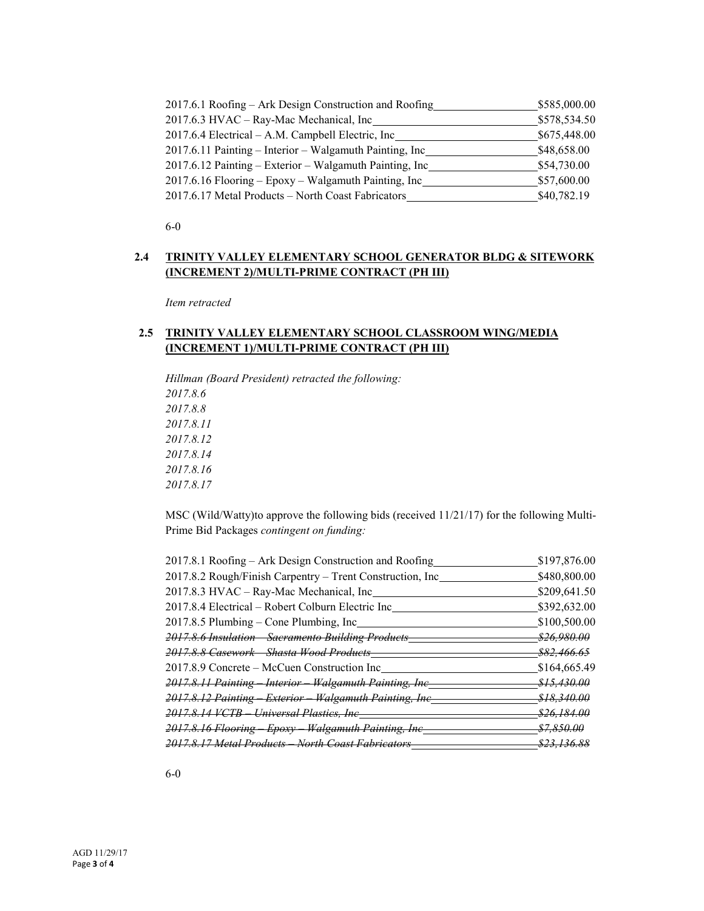| | |
|---|---|
| 2017.6.1 Roofing – Ark Design Construction and Roofing | $585,000.00 |
| 2017.6.3 HVAC – Ray-Mac Mechanical, Inc | $578,534.50 |
| 2017.6.4 Electrical – A.M. Campbell Electric, Inc | $675,448.00 |
| 2017.6.11 Painting – Interior – Walgamuth Painting, Inc | $48,658.00 |
| 2017.6.12 Painting – Exterior – Walgamuth Painting, Inc | $54,730.00 |
| 2017.6.16 Flooring – Epoxy – Walgamuth Painting, Inc | $57,600.00 |
| 2017.6.17 Metal Products – North Coast Fabricators | $40,782.19 |

6-0

## 2.4 TRINITY VALLEY ELEMENTARY SCHOOL GENERATOR BLDG & SITEWORK (INCREMENT 2)/MULTI-PRIME CONTRACT (PH III)

*Item retracted*

## 2.5 TRINITY VALLEY ELEMENTARY SCHOOL CLASSROOM WING/MEDIA (INCREMENT 1)/MULTI-PRIME CONTRACT (PH III)

*Hillman (Board President) retracted the following:*
*2017.8.6*
*2017.8.8*
*2017.8.11*
*2017.8.12*
*2017.8.14*
*2017.8.16*
*2017.8.17*

MSC (Wild/Watty)to approve the following bids (received 11/21/17) for the following Multi-Prime Bid Packages *contingent on funding:*

| | |
|---|---|
| 2017.8.1 Roofing – Ark Design Construction and Roofing | $197,876.00 |
| 2017.8.2 Rough/Finish Carpentry – Trent Construction, Inc | $480,800.00 |
| 2017.8.3 HVAC – Ray-Mac Mechanical, Inc | $209,641.50 |
| 2017.8.4 Electrical – Robert Colburn Electric Inc | $392,632.00 |
| 2017.8.5 Plumbing – Cone Plumbing, Inc | $100,500.00 |
| ~~*2017.8.6 Insulation – Sacramento Building Products*~~ | ~~*$26,980.00*~~ |
| ~~*2017.8.8 Casework – Shasta Wood Products*~~ | ~~*$82,466.65*~~ |
| 2017.8.9 Concrete – McCuen Construction Inc | $164,665.49 |
| ~~*2017.8.11 Painting – Interior – Walgamuth Painting, Inc*~~ | ~~*$15,430.00*~~ |
| ~~*2017.8.12 Painting – Exterior – Walgamuth Painting, Inc*~~ | ~~*$18,340.00*~~ |
| ~~*2017.8.14 VCTB – Universal Plastics, Inc*~~ | ~~*$26,184.00*~~ |
| ~~*2017.8.16 Flooring – Epoxy – Walgamuth Painting, Inc*~~ | ~~*$7,850.00*~~ |
| ~~*2017.8.17 Metal Products – North Coast Fabricators*~~ | ~~*$23,136.88*~~ |

6-0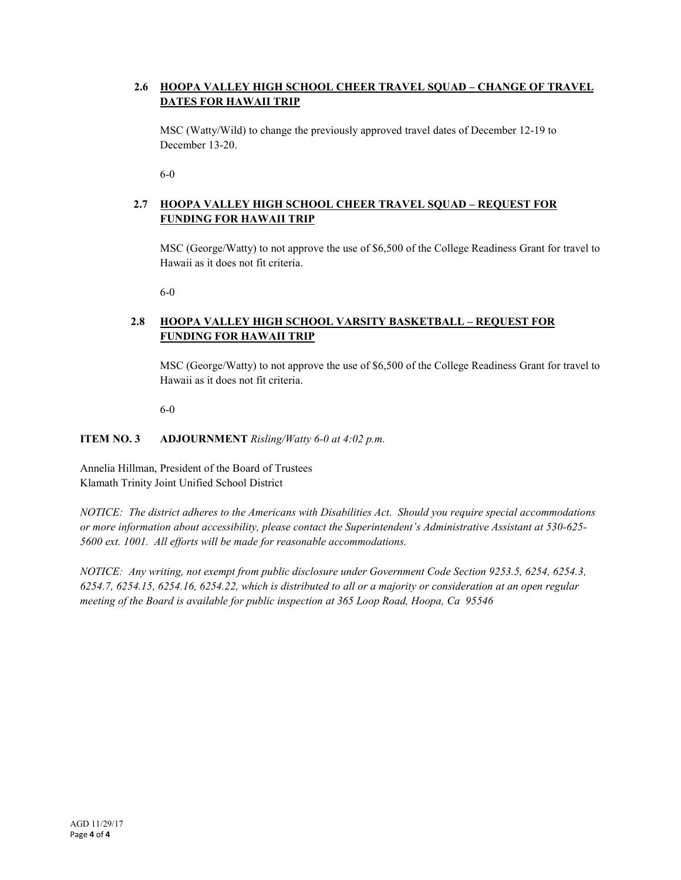**2.6 HOOPA VALLEY HIGH SCHOOL CHEER TRAVEL SQUAD – CHANGE OF TRAVEL DATES FOR HAWAII TRIP**

MSC (Watty/Wild) to change the previously approved travel dates of December 12-19 to December 13-20.

6-0

**2.7 HOOPA VALLEY HIGH SCHOOL CHEER TRAVEL SQUAD – REQUEST FOR FUNDING FOR HAWAII TRIP**

MSC (George/Watty) to not approve the use of $6,500 of the College Readiness Grant for travel to Hawaii as it does not fit criteria.

6-0

**2.8 HOOPA VALLEY HIGH SCHOOL VARSITY BASKETBALL – REQUEST FOR FUNDING FOR HAWAII TRIP**

MSC (George/Watty) to not approve the use of $6,500 of the College Readiness Grant for travel to Hawaii as it does not fit criteria.

6-0

**ITEM NO. 3 ADJOURNMENT** *Risling/Watty 6-0 at 4:02 p.m.*

Annelia Hillman, President of the Board of Trustees
Klamath Trinity Joint Unified School District

*NOTICE: The district adheres to the Americans with Disabilities Act. Should you require special accommodations or more information about accessibility, please contact the Superintendent's Administrative Assistant at 530-625-5600 ext. 1001. All efforts will be made for reasonable accommodations.*

*NOTICE: Any writing, not exempt from public disclosure under Government Code Section 9253.5, 6254, 6254.3, 6254.7, 6254.15, 6254.16, 6254.22, which is distributed to all or a majority or consideration at an open regular meeting of the Board is available for public inspection at 365 Loop Road, Hoopa, Ca 95546*

AGD 11/29/17